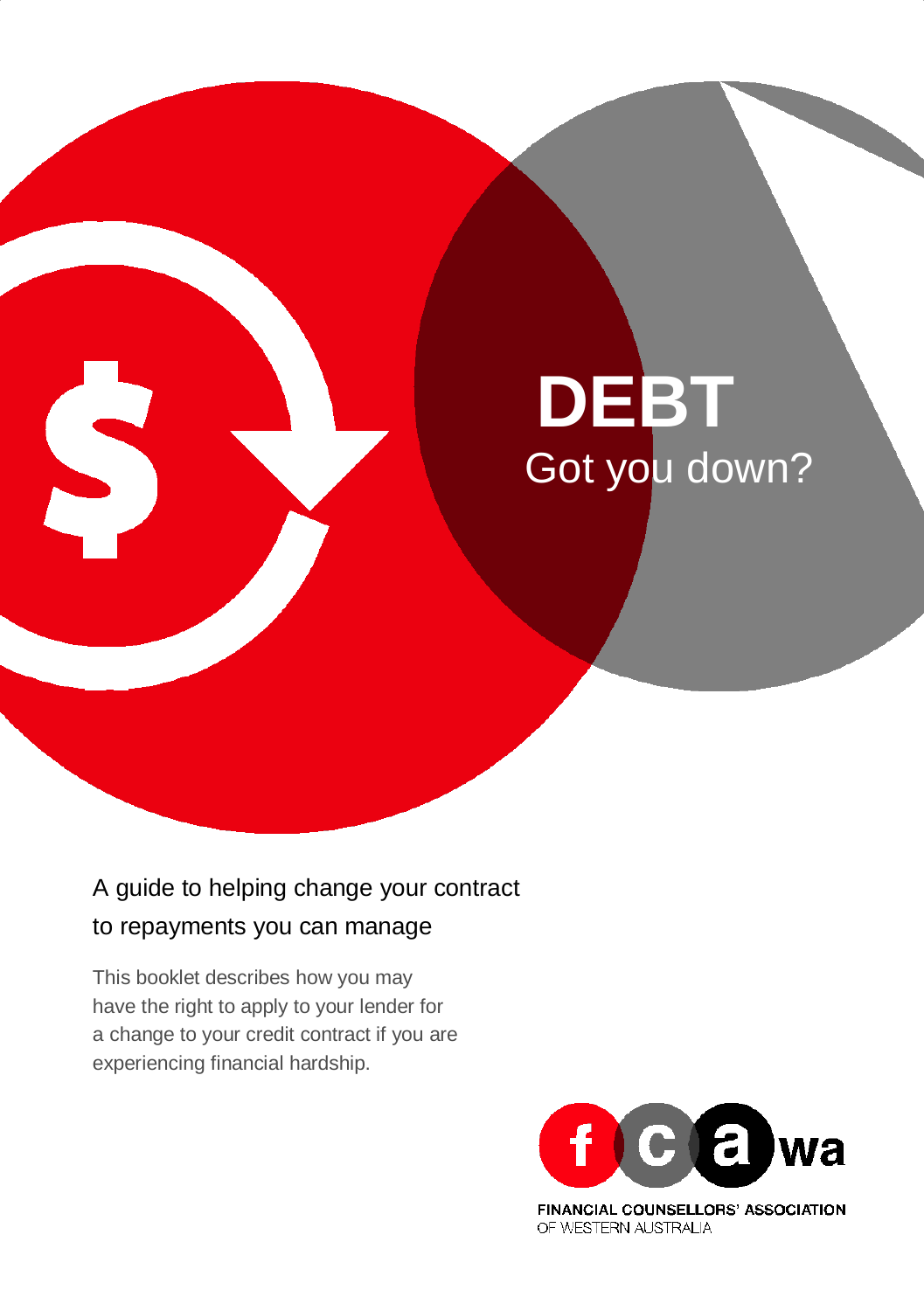# DEBT

## Got you down?

A guide to helping change your contract to repayments you can manage

This booklet describes how you may have the right to apply to your lender for a change to your credit contract if you are experiencing financial hardship.

FINANCIAL COUNSELLORS' ASSOCIATION OF WESTERN AUSTRALIA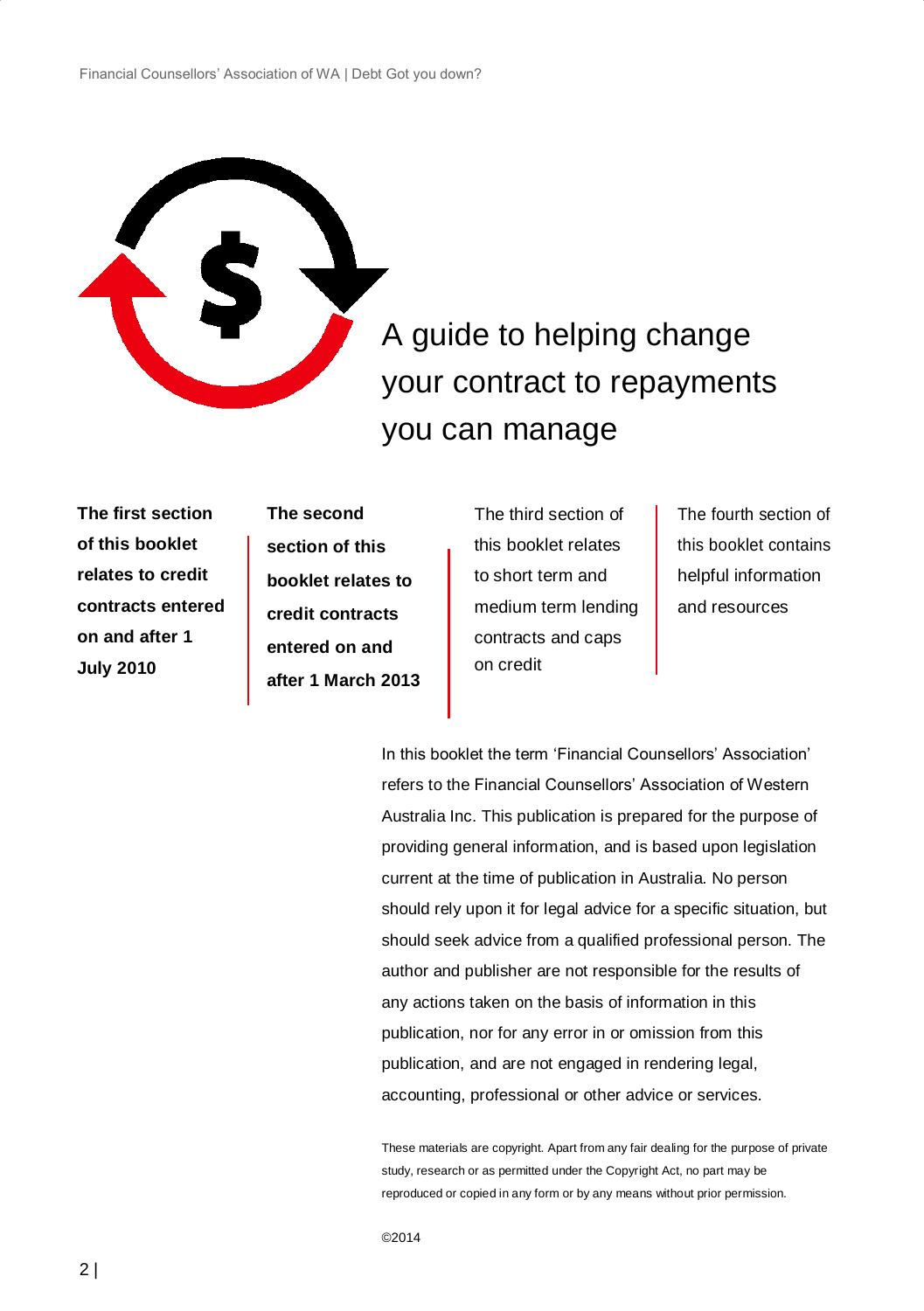# A guide to helping change your contract to repayments you can manage

**The first section of this booklet relates to credit contracts entered on and after 1 July 2010**

**The second section of this booklet relates to credit contracts entered on and after 1 March 2013**

The third section of this booklet relates to short term and medium term lending contracts and caps on credit

The fourth section of this booklet contains helpful information and resources

In this booklet the term 'Financial Counsellors' Association' refers to the Financial Counsellors' Association of Western Australia Inc. This publication is prepared for the purpose of providing general information, and is based upon legislation current at the time of publication in Australia. No person should rely upon it for legal advice for a specific situation, but should seek advice from a qualified professional person. The author and publisher are not responsible for the results of any actions taken on the basis of information in this publication, nor for any error in or omission from this publication, and are not engaged in rendering legal, accounting, professional or other advice or services.

These materials are copyright. Apart from any fair dealing for the purpose of private study, research or as permitted under the Copyright Act, no part may be reproduced or copied in any form or by any means without prior permission.

©2014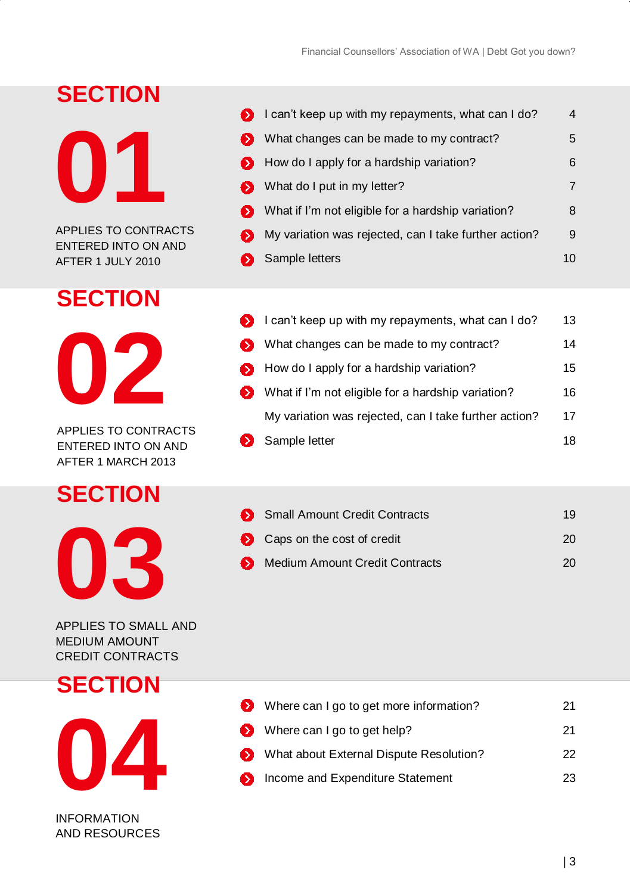## SECTION 01

APPLIES TO CONTRACTS ENTERED INTO ON AND AFTER 1 JULY 2010

| | |
|---|---|
| I can't keep up with my repayments, what can I do? | 4 |
| What changes can be made to my contract? | 5 |
| How do I apply for a hardship variation? | 6 |
| What do I put in my letter? | 7 |
| What if I'm not eligible for a hardship variation? | 8 |
| My variation was rejected, can I take further action? | 9 |
| Sample letters | 10 |

## SECTION 02

APPLIES TO CONTRACTS ENTERED INTO ON AND AFTER 1 MARCH 2013

| | |
|---|---|
| I can't keep up with my repayments, what can I do? | 13 |
| What changes can be made to my contract? | 14 |
| How do I apply for a hardship variation? | 15 |
| What if I'm not eligible for a hardship variation? | 16 |
| My variation was rejected, can I take further action? | 17 |
| Sample letter | 18 |

## SECTION 03

APPLIES TO SMALL AND MEDIUM AMOUNT CREDIT CONTRACTS

| | |
|---|---|
| Small Amount Credit Contracts | 19 |
| Caps on the cost of credit | 20 |
| Medium Amount Credit Contracts | 20 |

## SECTION 04

INFORMATION AND RESOURCES

| | |
|---|---|
| Where can I go to get more information? | 21 |
| Where can I go to get help? | 21 |
| What about External Dispute Resolution? | 22 |
| Income and Expenditure Statement | 23 |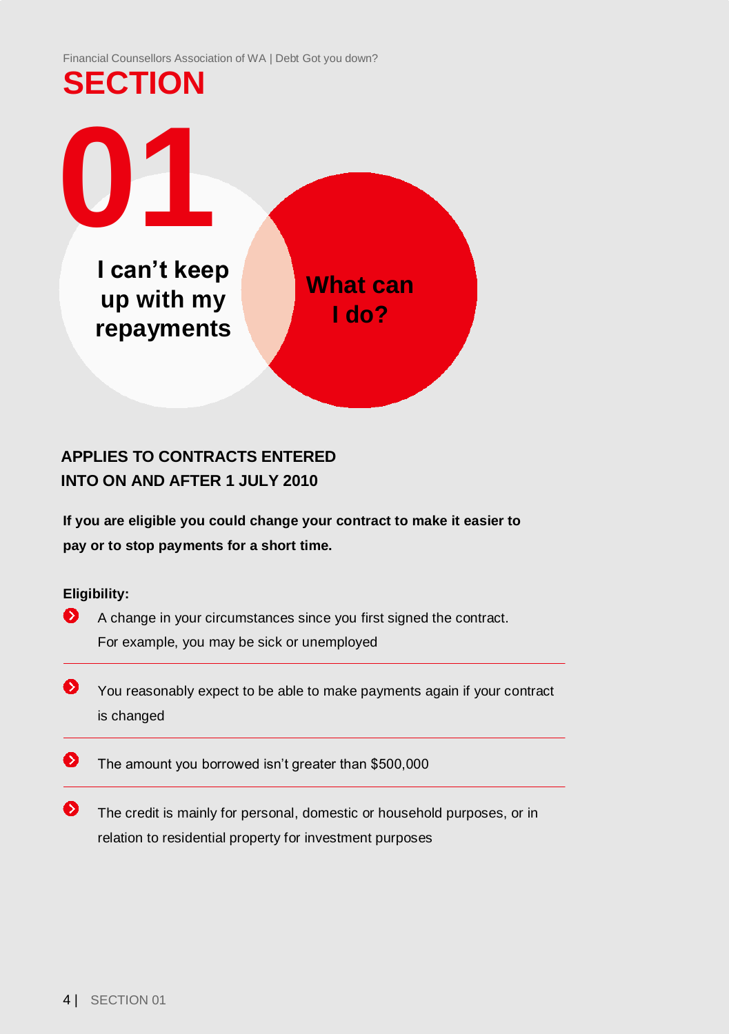# SECTION 01

## I can't keep up with my repayments

## What can I do?

**APPLIES TO CONTRACTS ENTERED INTO ON AND AFTER 1 JULY 2010**

**If you are eligible you could change your contract to make it easier to pay or to stop payments for a short time.**

**Eligibility:**

- A change in your circumstances since you first signed the contract. For example, you may be sick or unemployed
- You reasonably expect to be able to make payments again if your contract is changed
- The amount you borrowed isn't greater than $500,000
- The credit is mainly for personal, domestic or household purposes, or in relation to residential property for investment purposes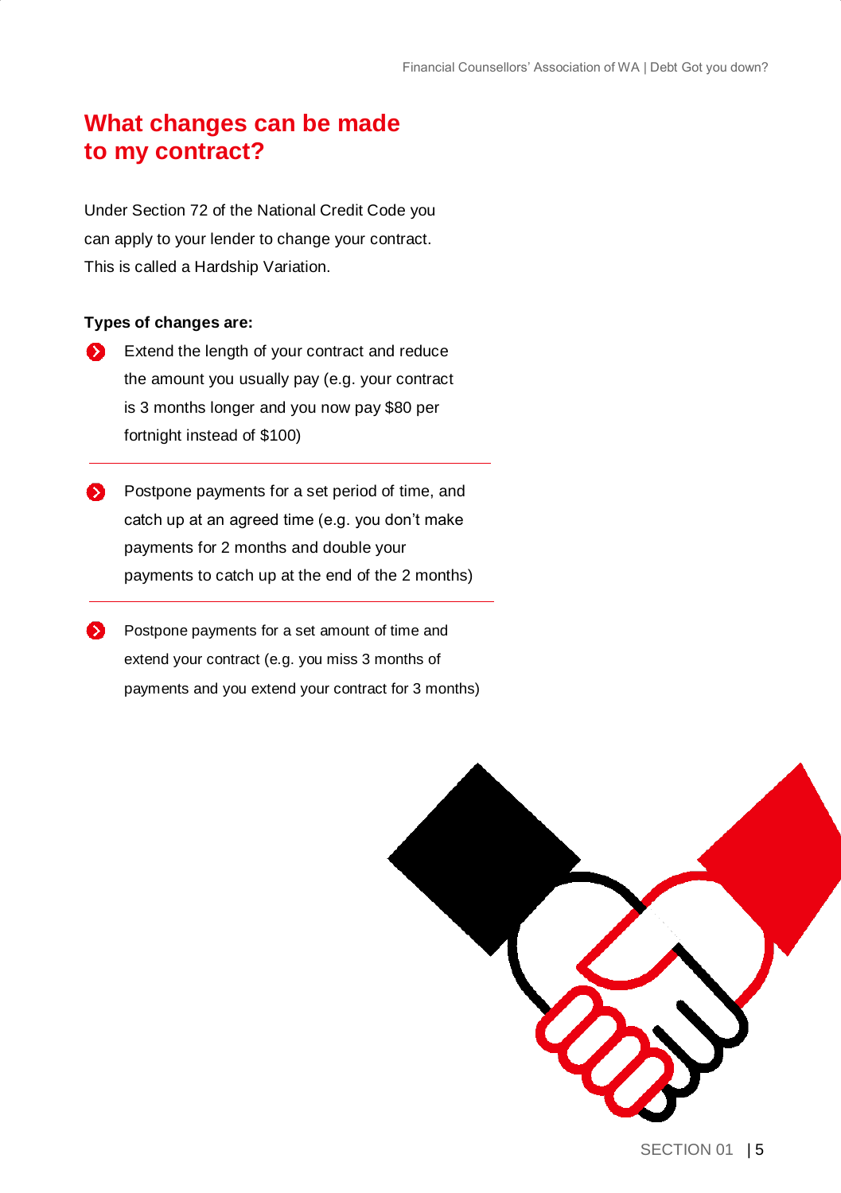## What changes can be made to my contract?

Under Section 72 of the National Credit Code you can apply to your lender to change your contract. This is called a Hardship Variation.

**Types of changes are:**

- Extend the length of your contract and reduce the amount you usually pay (e.g. your contract is 3 months longer and you now pay $80 per fortnight instead of $100)

- Postpone payments for a set period of time, and catch up at an agreed time (e.g. you don't make payments for 2 months and double your payments to catch up at the end of the 2 months)

- Postpone payments for a set amount of time and extend your contract (e.g. you miss 3 months of payments and you extend your contract for 3 months)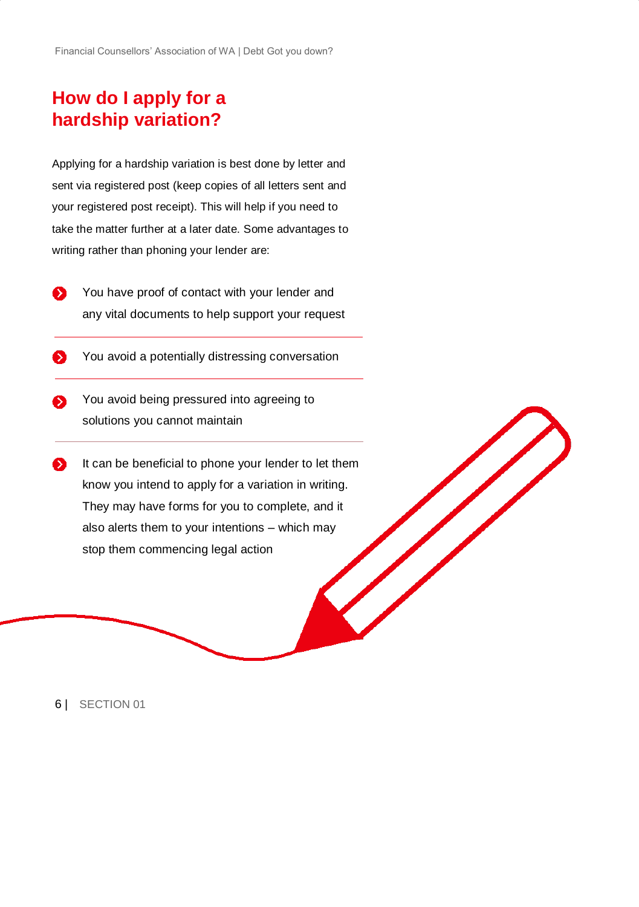# How do I apply for a hardship variation?

Applying for a hardship variation is best done by letter and sent via registered post (keep copies of all letters sent and your registered post receipt). This will help if you need to take the matter further at a later date. Some advantages to writing rather than phoning your lender are:

- You have proof of contact with your lender and any vital documents to help support your request
- You avoid a potentially distressing conversation
- You avoid being pressured into agreeing to solutions you cannot maintain
- It can be beneficial to phone your lender to let them know you intend to apply for a variation in writing. They may have forms for you to complete, and it also alerts them to your intentions – which may stop them commencing legal action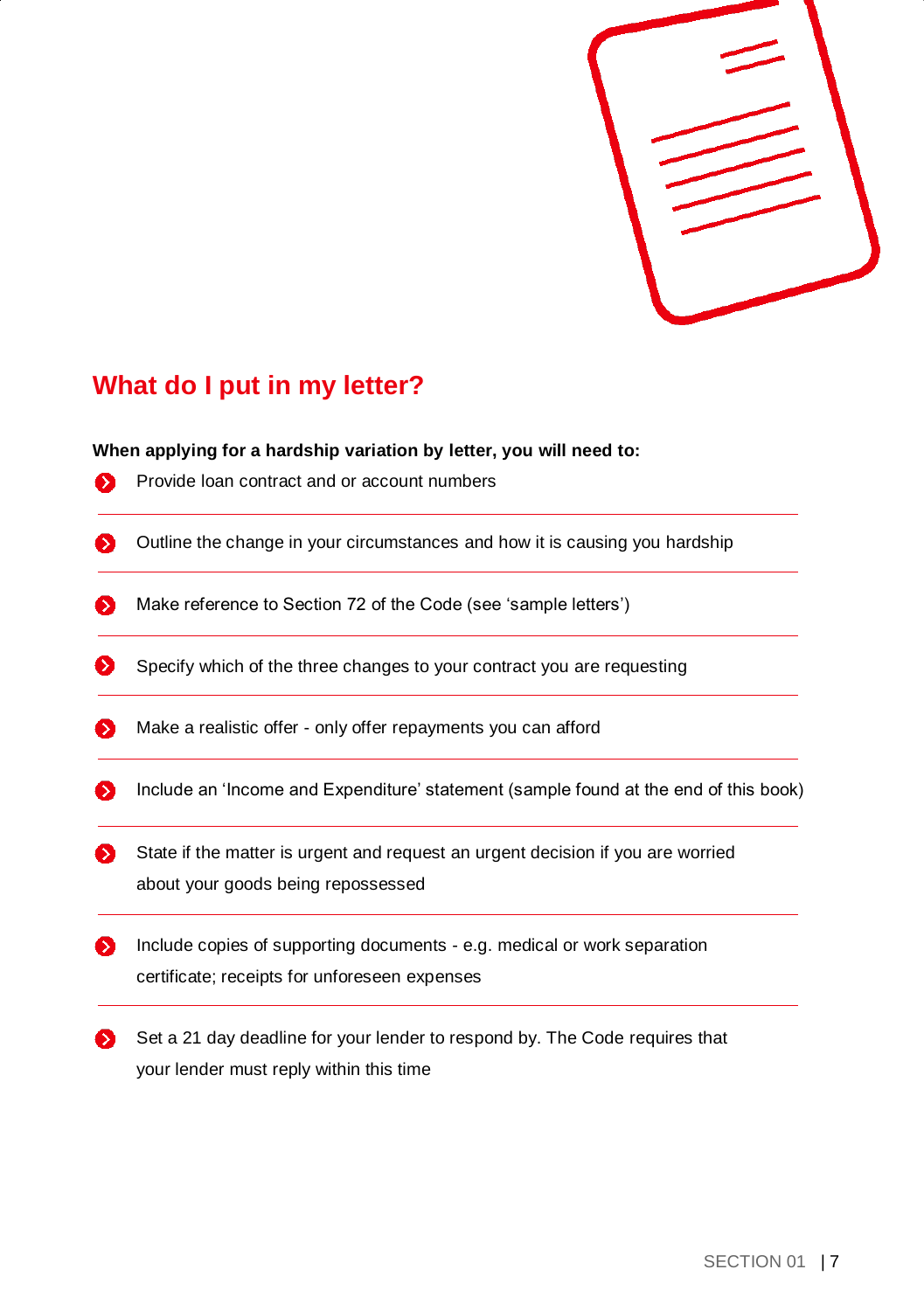## What do I put in my letter?

**When applying for a hardship variation by letter, you will need to:**

- Provide loan contract and or account numbers
- Outline the change in your circumstances and how it is causing you hardship
- Make reference to Section 72 of the Code (see 'sample letters')
- Specify which of the three changes to your contract you are requesting
- Make a realistic offer - only offer repayments you can afford
- Include an 'Income and Expenditure' statement (sample found at the end of this book)
- State if the matter is urgent and request an urgent decision if you are worried about your goods being repossessed
- Include copies of supporting documents - e.g. medical or work separation certificate; receipts for unforeseen expenses
- Set a 21 day deadline for your lender to respond by. The Code requires that your lender must reply within this time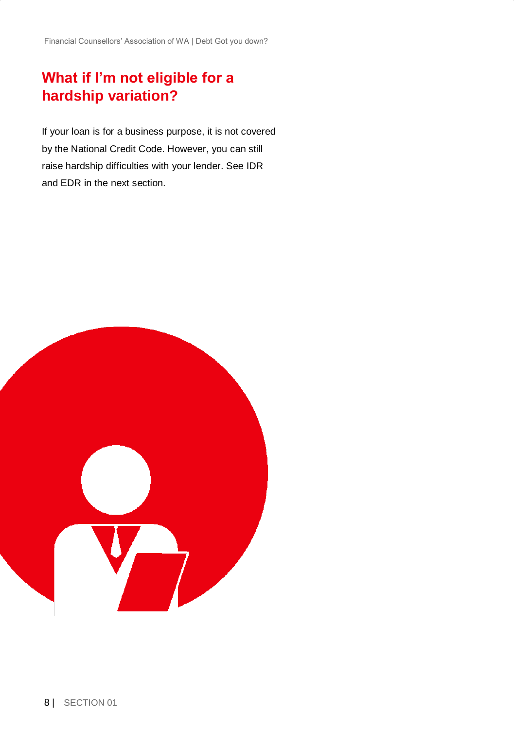## What if I'm not eligible for a hardship variation?

If your loan is for a business purpose, it is not covered by the National Credit Code. However, you can still raise hardship difficulties with your lender. See IDR and EDR in the next section.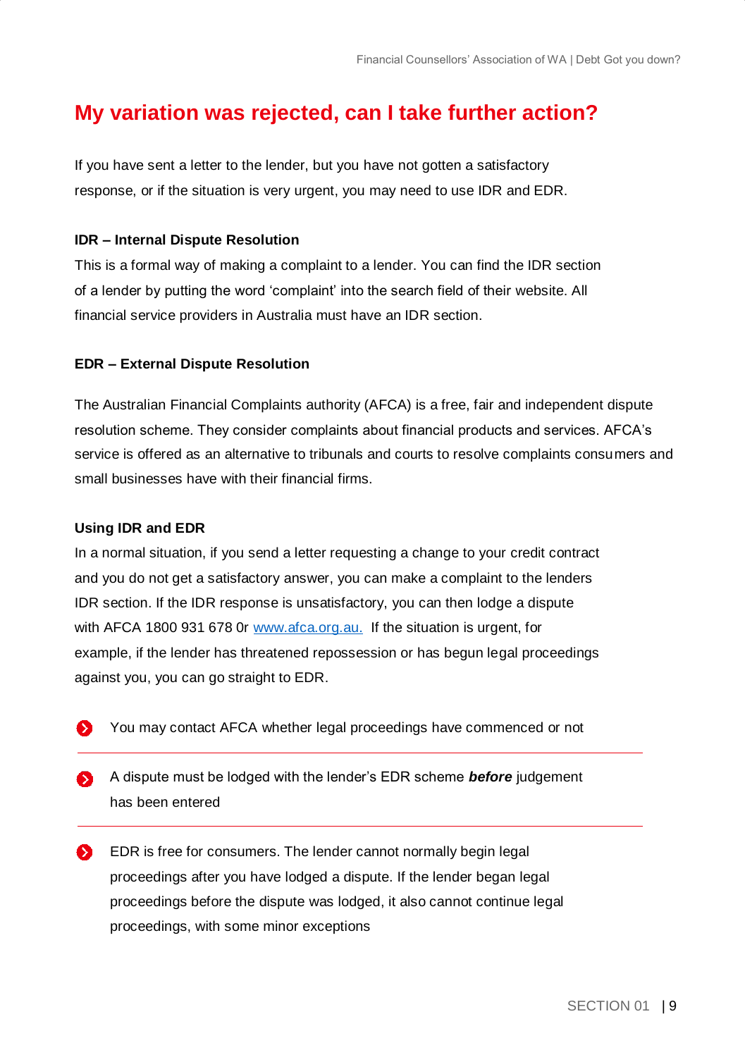# My variation was rejected, can I take further action?

If you have sent a letter to the lender, but you have not gotten a satisfactory response, or if the situation is very urgent, you may need to use IDR and EDR.

**IDR – Internal Dispute Resolution**

This is a formal way of making a complaint to a lender. You can find the IDR section of a lender by putting the word 'complaint' into the search field of their website. All financial service providers in Australia must have an IDR section.

**EDR – External Dispute Resolution**

The Australian Financial Complaints authority (AFCA) is a free, fair and independent dispute resolution scheme. They consider complaints about financial products and services. AFCA's service is offered as an alternative to tribunals and courts to resolve complaints consumers and small businesses have with their financial firms.

**Using IDR and EDR**

In a normal situation, if you send a letter requesting a change to your credit contract and you do not get a satisfactory answer, you can make a complaint to the lenders IDR section. If the IDR response is unsatisfactory, you can then lodge a dispute with AFCA 1800 931 678 0r www.afca.org.au. If the situation is urgent, for example, if the lender has threatened repossession or has begun legal proceedings against you, you can go straight to EDR.

- You may contact AFCA whether legal proceedings have commenced or not
- A dispute must be lodged with the lender's EDR scheme ***before*** judgement has been entered
- EDR is free for consumers. The lender cannot normally begin legal proceedings after you have lodged a dispute. If the lender began legal proceedings before the dispute was lodged, it also cannot continue legal proceedings, with some minor exceptions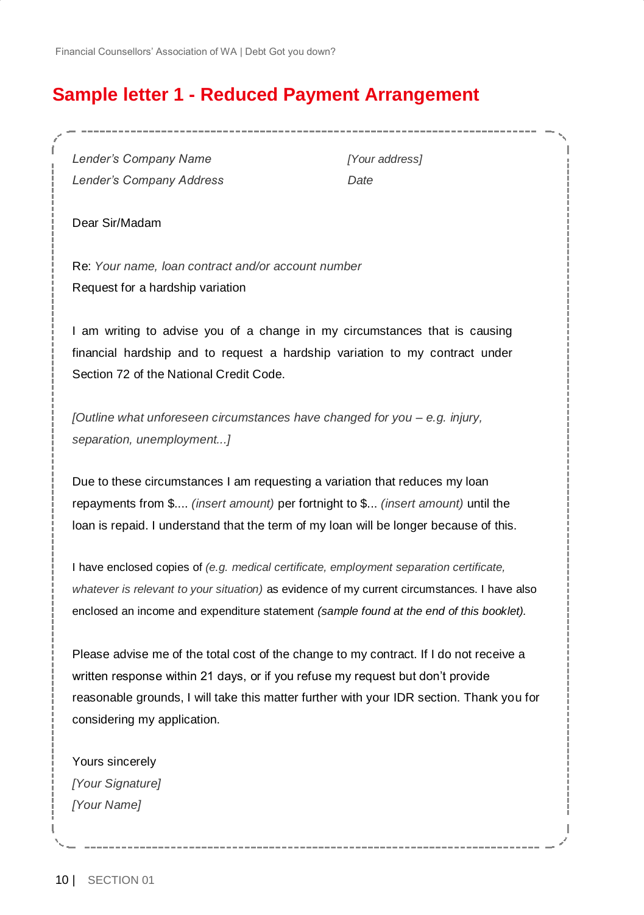## Sample letter 1 - Reduced Payment Arrangement

*Lender's Company Name*
*Lender's Company Address*

*[Your address]*
*Date*

Dear Sir/Madam

Re: *Your name, loan contract and/or account number*
Request for a hardship variation

I am writing to advise you of a change in my circumstances that is causing financial hardship and to request a hardship variation to my contract under Section 72 of the National Credit Code.

*[Outline what unforeseen circumstances have changed for you – e.g. injury, separation, unemployment...]*

Due to these circumstances I am requesting a variation that reduces my loan repayments from $.... *(insert amount)* per fortnight to $... *(insert amount)* until the loan is repaid. I understand that the term of my loan will be longer because of this.

I have enclosed copies of *(e.g. medical certificate, employment separation certificate, whatever is relevant to your situation)* as evidence of my current circumstances. I have also enclosed an income and expenditure statement *(sample found at the end of this booklet).*

Please advise me of the total cost of the change to my contract. If I do not receive a written response within 21 days, or if you refuse my request but don't provide reasonable grounds, I will take this matter further with your IDR section. Thank you for considering my application.

Yours sincerely
*[Your Signature]*
*[Your Name]*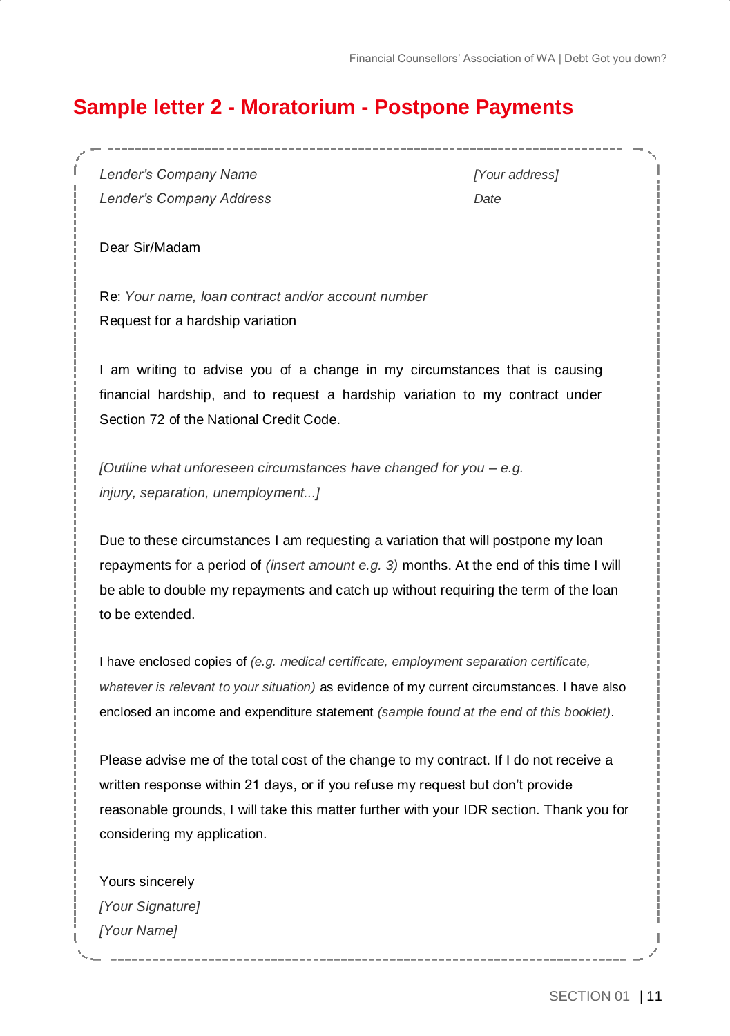## Sample letter 2 - Moratorium - Postpone Payments

*Lender's Company Name*
*Lender's Company Address*

*[Your address]*
*Date*

Dear Sir/Madam

Re: *Your name, loan contract and/or account number*
Request for a hardship variation

I am writing to advise you of a change in my circumstances that is causing financial hardship, and to request a hardship variation to my contract under Section 72 of the National Credit Code.

*[Outline what unforeseen circumstances have changed for you – e.g. injury, separation, unemployment...]*

Due to these circumstances I am requesting a variation that will postpone my loan repayments for a period of *(insert amount e.g. 3)* months. At the end of this time I will be able to double my repayments and catch up without requiring the term of the loan to be extended.

I have enclosed copies of *(e.g. medical certificate, employment separation certificate, whatever is relevant to your situation)* as evidence of my current circumstances. I have also enclosed an income and expenditure statement *(sample found at the end of this booklet)*.

Please advise me of the total cost of the change to my contract. If I do not receive a written response within 21 days, or if you refuse my request but don't provide reasonable grounds, I will take this matter further with your IDR section. Thank you for considering my application.

Yours sincerely
*[Your Signature]*
*[Your Name]*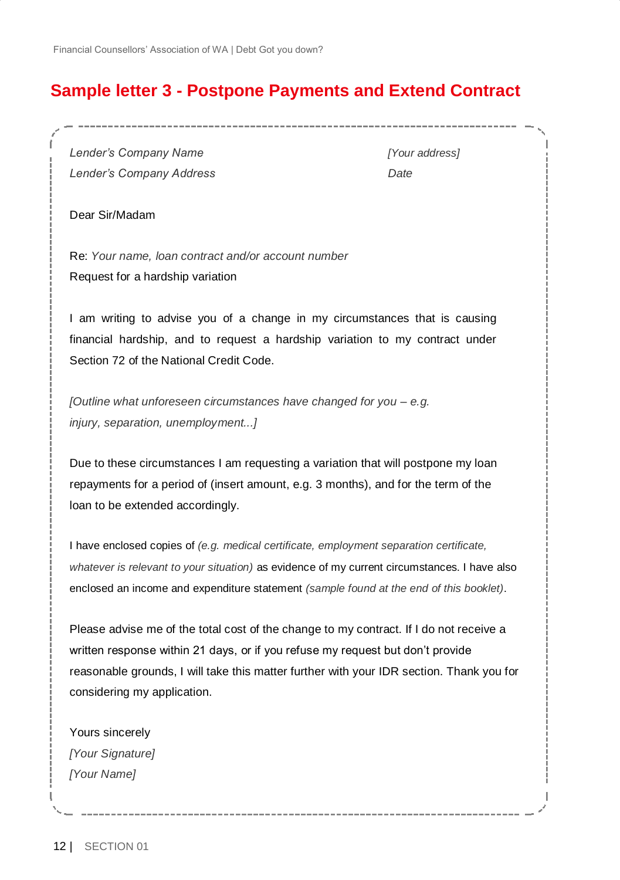## Sample letter 3 - Postpone Payments and Extend Contract

*Lender's Company Name*
*Lender's Company Address*

*[Your address]*
*Date*

Dear Sir/Madam

Re: *Your name, loan contract and/or account number*
Request for a hardship variation

I am writing to advise you of a change in my circumstances that is causing financial hardship, and to request a hardship variation to my contract under Section 72 of the National Credit Code.

*[Outline what unforeseen circumstances have changed for you – e.g. injury, separation, unemployment...]*

Due to these circumstances I am requesting a variation that will postpone my loan repayments for a period of (insert amount, e.g. 3 months), and for the term of the loan to be extended accordingly.

I have enclosed copies of *(e.g. medical certificate, employment separation certificate, whatever is relevant to your situation)* as evidence of my current circumstances. I have also enclosed an income and expenditure statement *(sample found at the end of this booklet)*.

Please advise me of the total cost of the change to my contract. If I do not receive a written response within 21 days, or if you refuse my request but don't provide reasonable grounds, I will take this matter further with your IDR section. Thank you for considering my application.

Yours sincerely
*[Your Signature]*
*[Your Name]*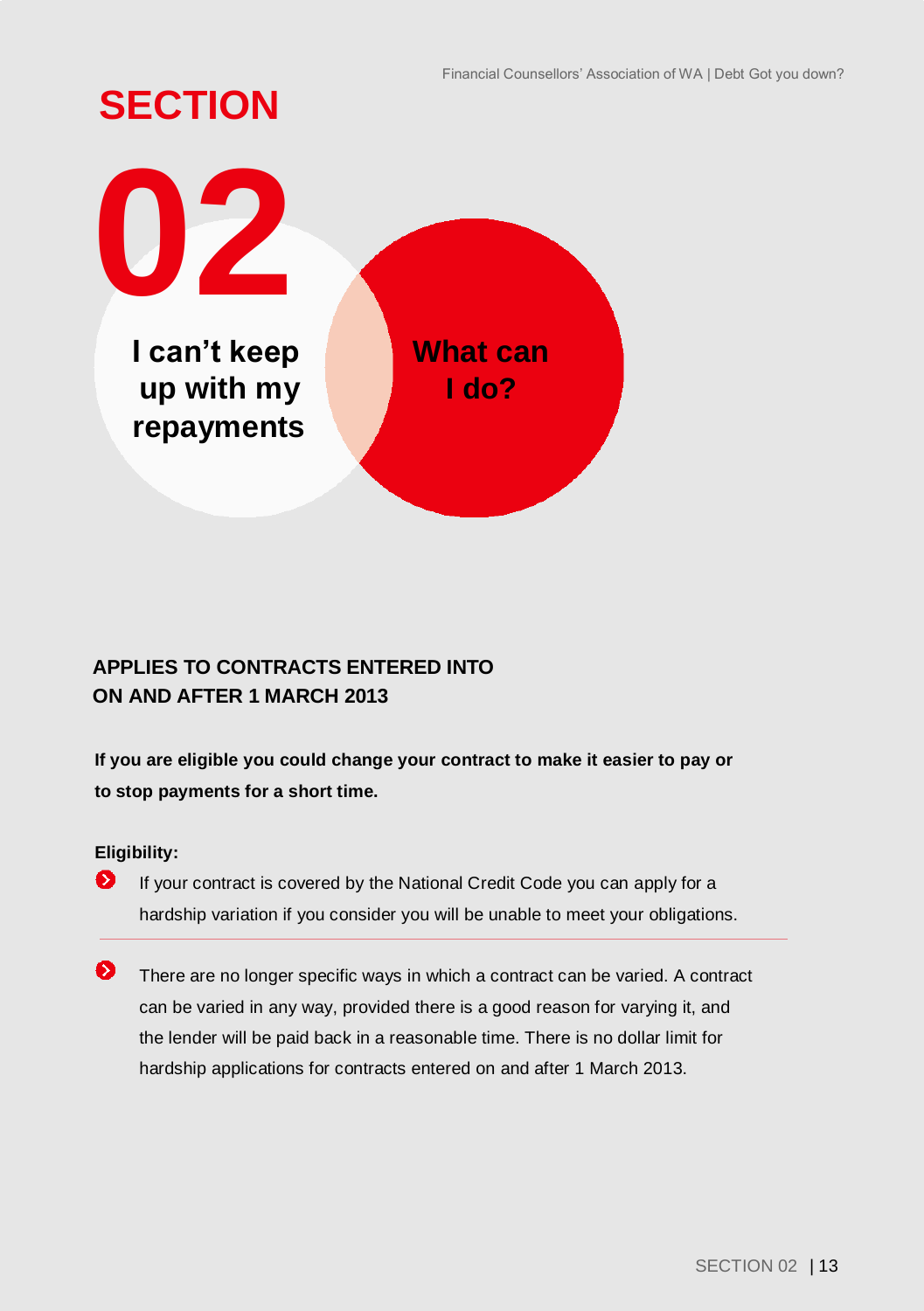# SECTION 02

## I can't keep up with my repayments

## What can I do?

### APPLIES TO CONTRACTS ENTERED INTO ON AND AFTER 1 MARCH 2013

**If you are eligible you could change your contract to make it easier to pay or to stop payments for a short time.**

**Eligibility:**

- If your contract is covered by the National Credit Code you can apply for a hardship variation if you consider you will be unable to meet your obligations.

- There are no longer specific ways in which a contract can be varied. A contract can be varied in any way, provided there is a good reason for varying it, and the lender will be paid back in a reasonable time. There is no dollar limit for hardship applications for contracts entered on and after 1 March 2013.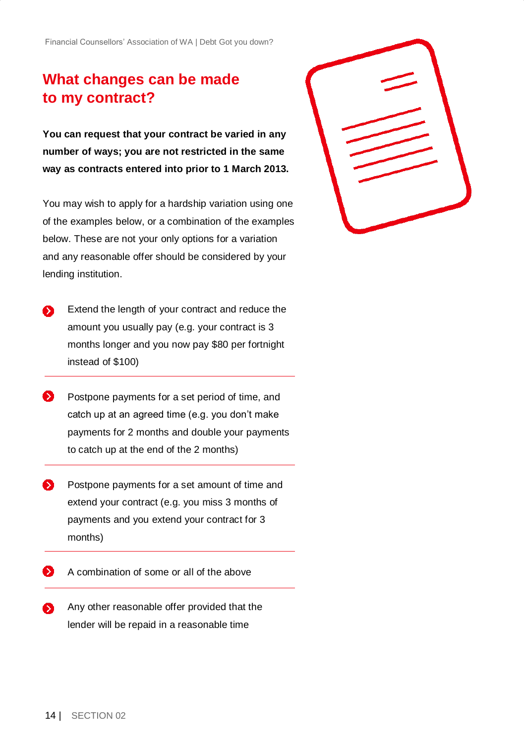## What changes can be made to my contract?

**You can request that your contract be varied in any number of ways; you are not restricted in the same way as contracts entered into prior to 1 March 2013.**

You may wish to apply for a hardship variation using one of the examples below, or a combination of the examples below. These are not your only options for a variation and any reasonable offer should be considered by your lending institution.

- Extend the length of your contract and reduce the amount you usually pay (e.g. your contract is 3 months longer and you now pay $80 per fortnight instead of $100)
- Postpone payments for a set period of time, and catch up at an agreed time (e.g. you don't make payments for 2 months and double your payments to catch up at the end of the 2 months)
- Postpone payments for a set amount of time and extend your contract (e.g. you miss 3 months of payments and you extend your contract for 3 months)
- A combination of some or all of the above
- Any other reasonable offer provided that the lender will be repaid in a reasonable time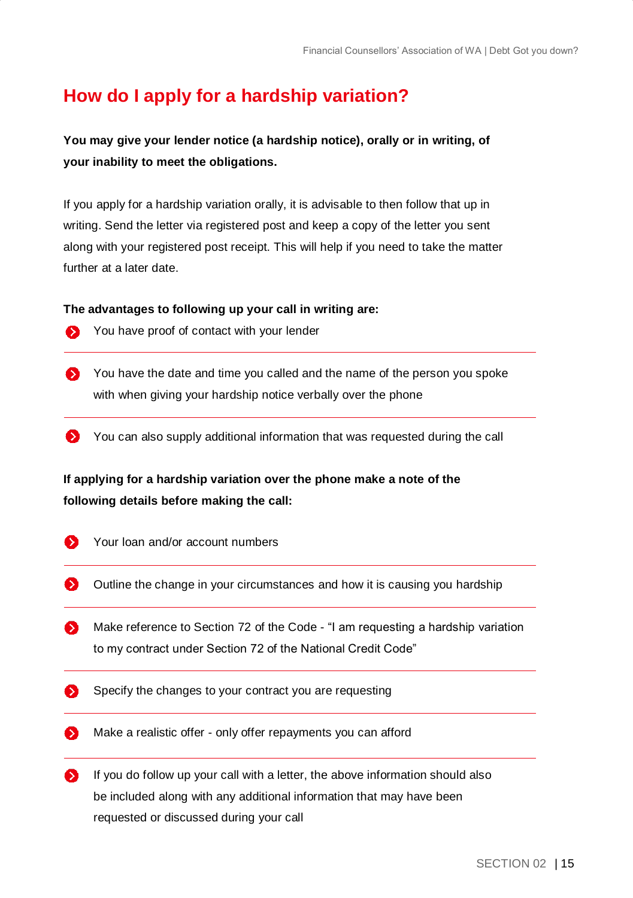# How do I apply for a hardship variation?

**You may give your lender notice (a hardship notice), orally or in writing, of your inability to meet the obligations.**

If you apply for a hardship variation orally, it is advisable to then follow that up in writing. Send the letter via registered post and keep a copy of the letter you sent along with your registered post receipt. This will help if you need to take the matter further at a later date.

**The advantages to following up your call in writing are:**

- You have proof of contact with your lender
- You have the date and time you called and the name of the person you spoke with when giving your hardship notice verbally over the phone
- You can also supply additional information that was requested during the call

**If applying for a hardship variation over the phone make a note of the following details before making the call:**

- Your loan and/or account numbers
- Outline the change in your circumstances and how it is causing you hardship
- Make reference to Section 72 of the Code - "I am requesting a hardship variation to my contract under Section 72 of the National Credit Code"
- Specify the changes to your contract you are requesting
- Make a realistic offer - only offer repayments you can afford
- If you do follow up your call with a letter, the above information should also be included along with any additional information that may have been requested or discussed during your call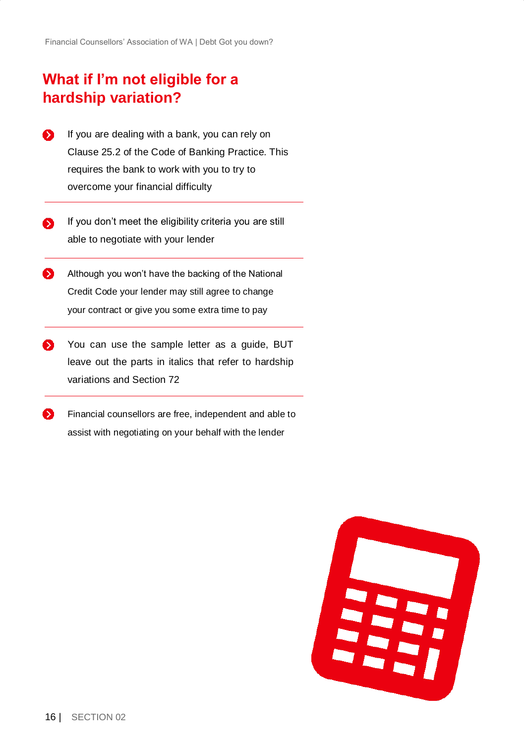## What if I'm not eligible for a hardship variation?

- If you are dealing with a bank, you can rely on Clause 25.2 of the Code of Banking Practice. This requires the bank to work with you to try to overcome your financial difficulty
- If you don't meet the eligibility criteria you are still able to negotiate with your lender
- Although you won't have the backing of the National Credit Code your lender may still agree to change your contract or give you some extra time to pay
- You can use the sample letter as a guide, BUT leave out the parts in italics that refer to hardship variations and Section 72
- Financial counsellors are free, independent and able to assist with negotiating on your behalf with the lender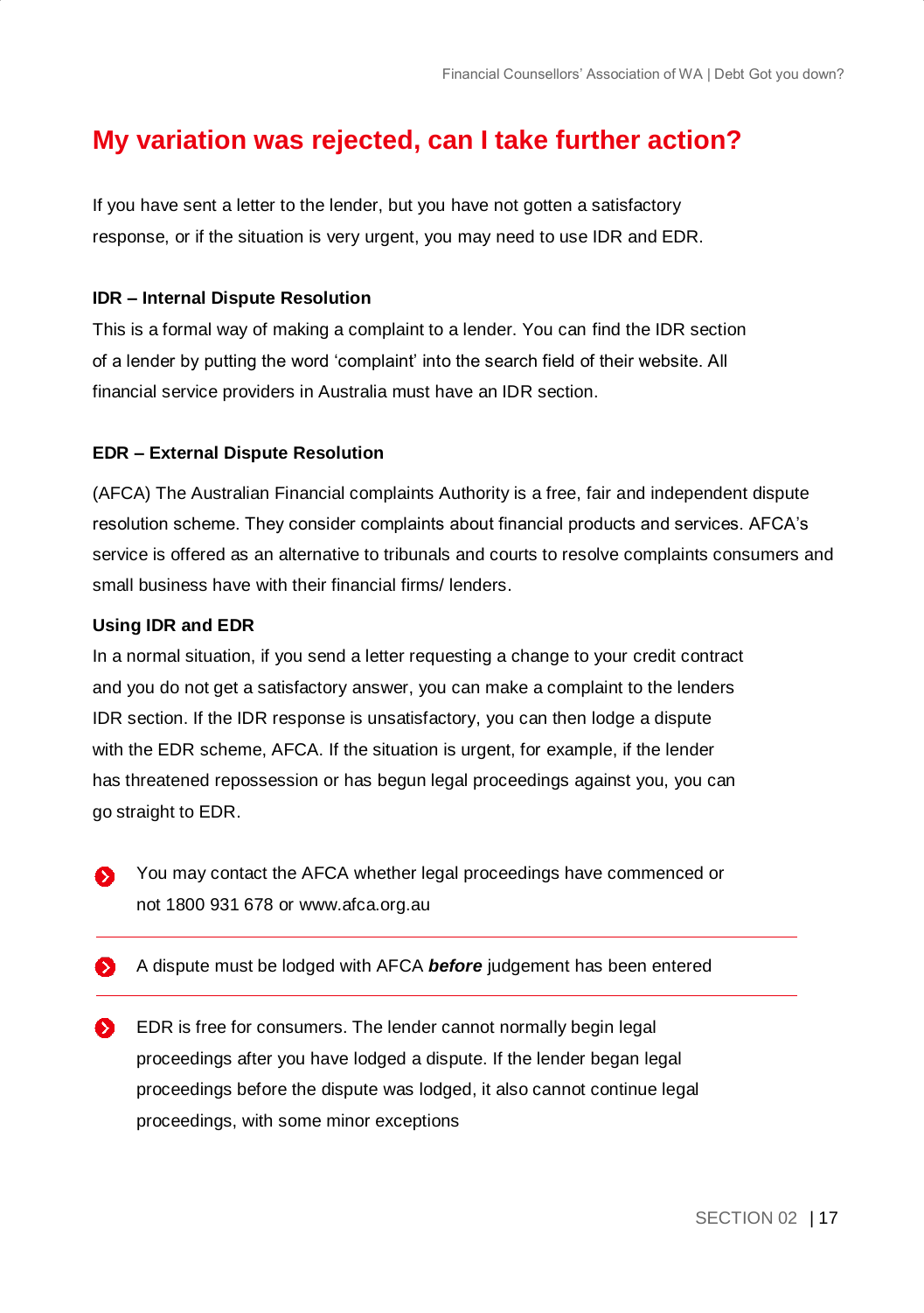# My variation was rejected, can I take further action?

If you have sent a letter to the lender, but you have not gotten a satisfactory response, or if the situation is very urgent, you may need to use IDR and EDR.

**IDR – Internal Dispute Resolution**

This is a formal way of making a complaint to a lender. You can find the IDR section of a lender by putting the word 'complaint' into the search field of their website. All financial service providers in Australia must have an IDR section.

**EDR – External Dispute Resolution**

(AFCA) The Australian Financial complaints Authority is a free, fair and independent dispute resolution scheme. They consider complaints about financial products and services. AFCA's service is offered as an alternative to tribunals and courts to resolve complaints consumers and small business have with their financial firms/ lenders.

**Using IDR and EDR**

In a normal situation, if you send a letter requesting a change to your credit contract and you do not get a satisfactory answer, you can make a complaint to the lenders IDR section. If the IDR response is unsatisfactory, you can then lodge a dispute with the EDR scheme, AFCA. If the situation is urgent, for example, if the lender has threatened repossession or has begun legal proceedings against you, you can go straight to EDR.

- You may contact the AFCA whether legal proceedings have commenced or not 1800 931 678 or www.afca.org.au

---

- A dispute must be lodged with AFCA ***before*** judgement has been entered

---

- EDR is free for consumers. The lender cannot normally begin legal proceedings after you have lodged a dispute. If the lender began legal proceedings before the dispute was lodged, it also cannot continue legal proceedings, with some minor exceptions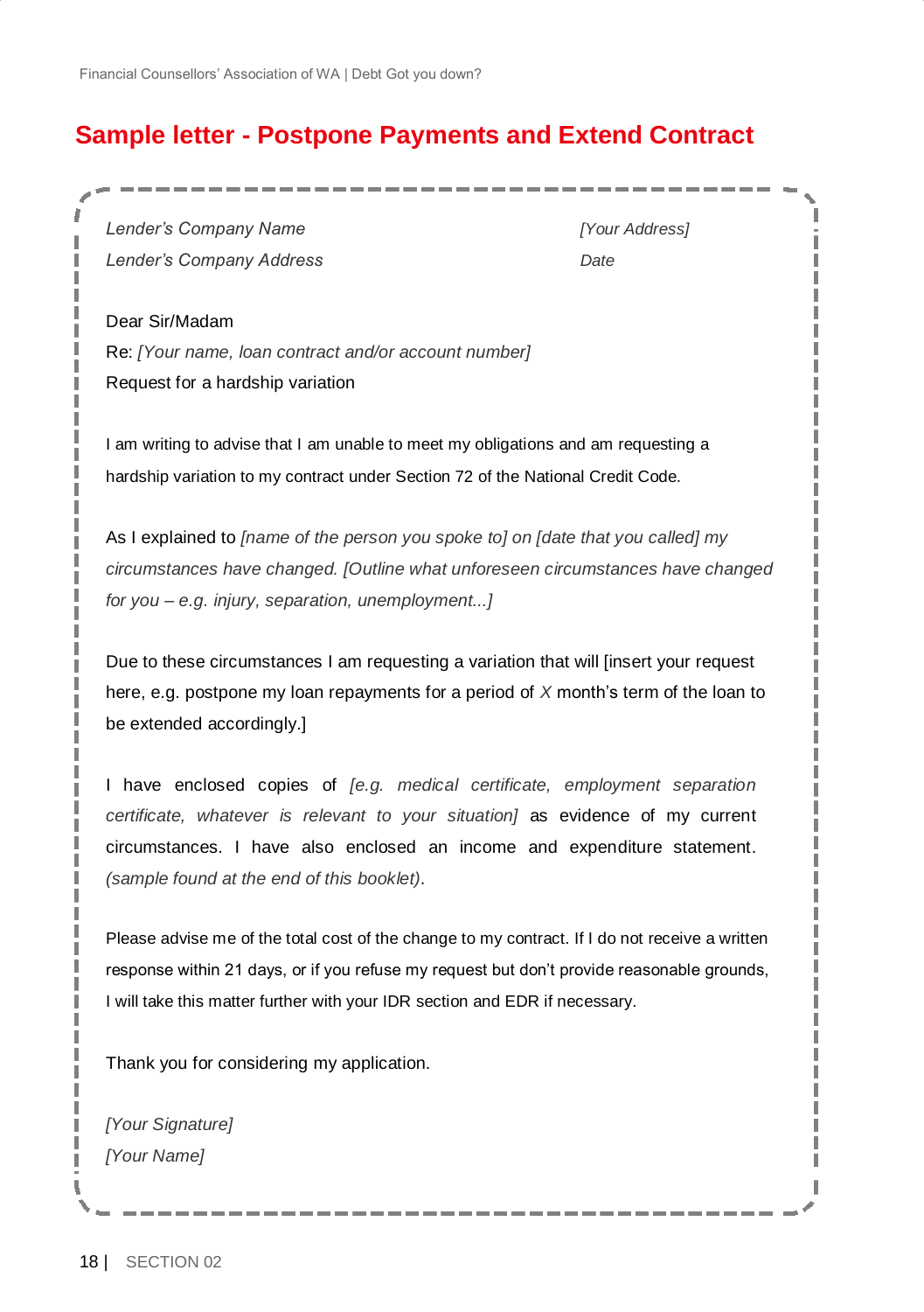## Sample letter - Postpone Payments and Extend Contract

*Lender's Company Name*
*Lender's Company Address*

*[Your Address]*
*Date*

Dear Sir/Madam

Re: *[Your name, loan contract and/or account number]*

Request for a hardship variation

I am writing to advise that I am unable to meet my obligations and am requesting a hardship variation to my contract under Section 72 of the National Credit Code.

As I explained to *[name of the person you spoke to] on [date that you called] my circumstances have changed. [Outline what unforeseen circumstances have changed for you – e.g. injury, separation, unemployment...]*

Due to these circumstances I am requesting a variation that will [insert your request here, e.g. postpone my loan repayments for a period of *X* month's term of the loan to be extended accordingly.]

I have enclosed copies of *[e.g. medical certificate, employment separation certificate, whatever is relevant to your situation]* as evidence of my current circumstances. I have also enclosed an income and expenditure statement. *(sample found at the end of this booklet)*.

Please advise me of the total cost of the change to my contract. If I do not receive a written response within 21 days, or if you refuse my request but don't provide reasonable grounds, I will take this matter further with your IDR section and EDR if necessary.

Thank you for considering my application.

*[Your Signature]*
*[Your Name]*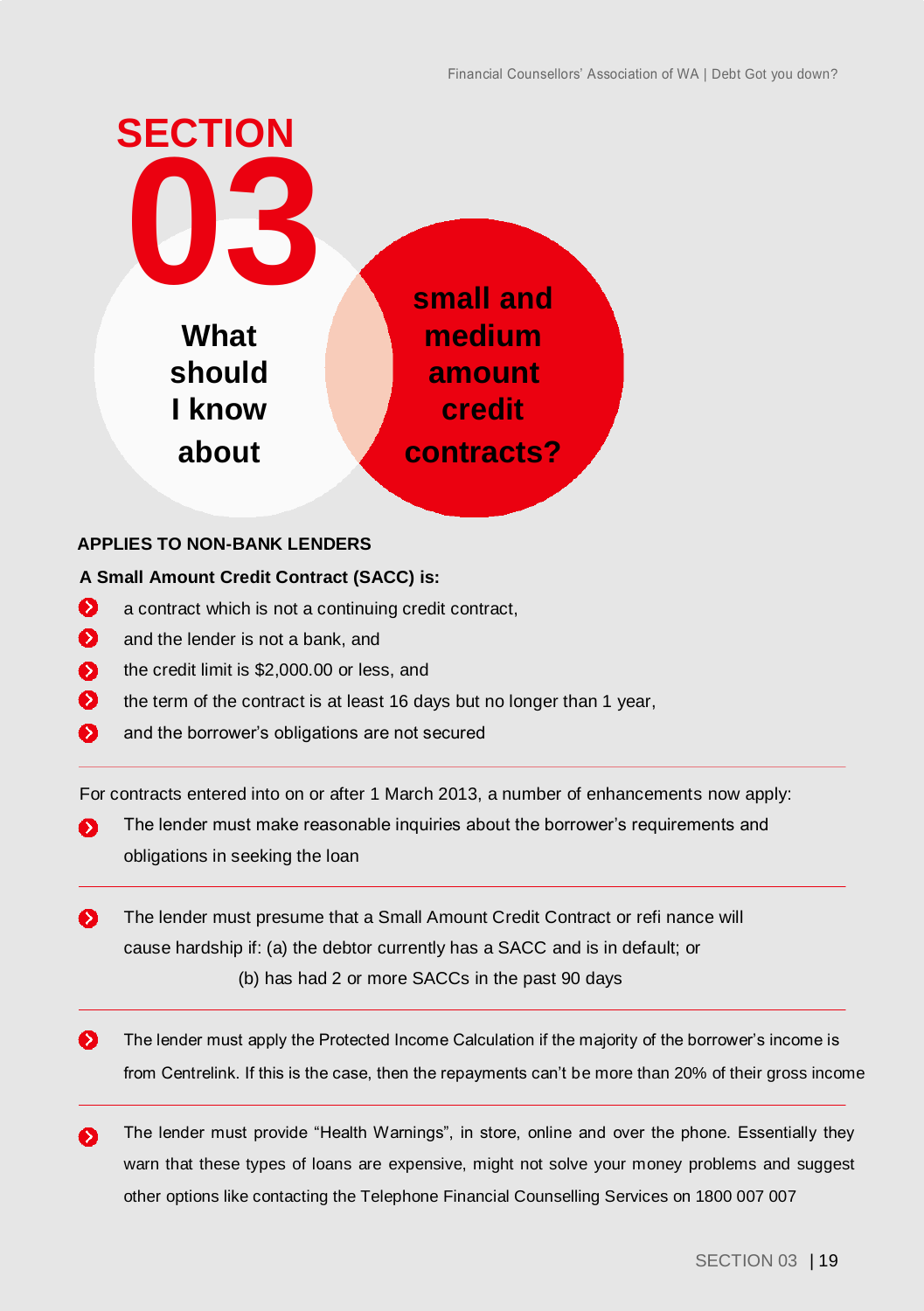# SECTION 03

## What should I know about small and medium amount credit contracts?

**APPLIES TO NON-BANK LENDERS**

**A Small Amount Credit Contract (SACC) is:**

- a contract which is not a continuing credit contract,
- and the lender is not a bank, and
- the credit limit is $2,000.00 or less, and
- the term of the contract is at least 16 days but no longer than 1 year,
- and the borrower's obligations are not secured

For contracts entered into on or after 1 March 2013, a number of enhancements now apply:

- The lender must make reasonable inquiries about the borrower's requirements and obligations in seeking the loan
- The lender must presume that a Small Amount Credit Contract or refi nance will cause hardship if: (a) the debtor currently has a SACC and is in default; or (b) has had 2 or more SACCs in the past 90 days
- The lender must apply the Protected Income Calculation if the majority of the borrower's income is from Centrelink. If this is the case, then the repayments can't be more than 20% of their gross income
- The lender must provide "Health Warnings", in store, online and over the phone. Essentially they warn that these types of loans are expensive, might not solve your money problems and suggest other options like contacting the Telephone Financial Counselling Services on 1800 007 007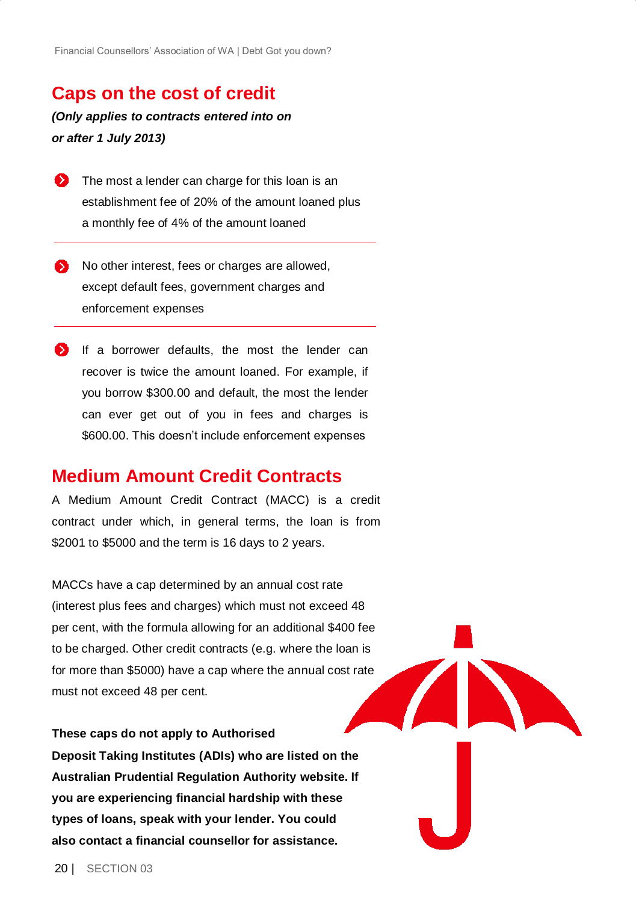## Caps on the cost of credit

***(Only applies to contracts entered into on or after 1 July 2013)***

- The most a lender can charge for this loan is an establishment fee of 20% of the amount loaned plus a monthly fee of 4% of the amount loaned
- No other interest, fees or charges are allowed, except default fees, government charges and enforcement expenses
- If a borrower defaults, the most the lender can recover is twice the amount loaned. For example, if you borrow $300.00 and default, the most the lender can ever get out of you in fees and charges is $600.00. This doesn't include enforcement expenses

## Medium Amount Credit Contracts

A Medium Amount Credit Contract (MACC) is a credit contract under which, in general terms, the loan is from $2001 to $5000 and the term is 16 days to 2 years.

MACCs have a cap determined by an annual cost rate (interest plus fees and charges) which must not exceed 48 per cent, with the formula allowing for an additional $400 fee to be charged. Other credit contracts (e.g. where the loan is for more than $5000) have a cap where the annual cost rate must not exceed 48 per cent.

**These caps do not apply to Authorised Deposit Taking Institutes (ADIs) who are listed on the Australian Prudential Regulation Authority website. If you are experiencing financial hardship with these types of loans, speak with your lender. You could also contact a financial counsellor for assistance.**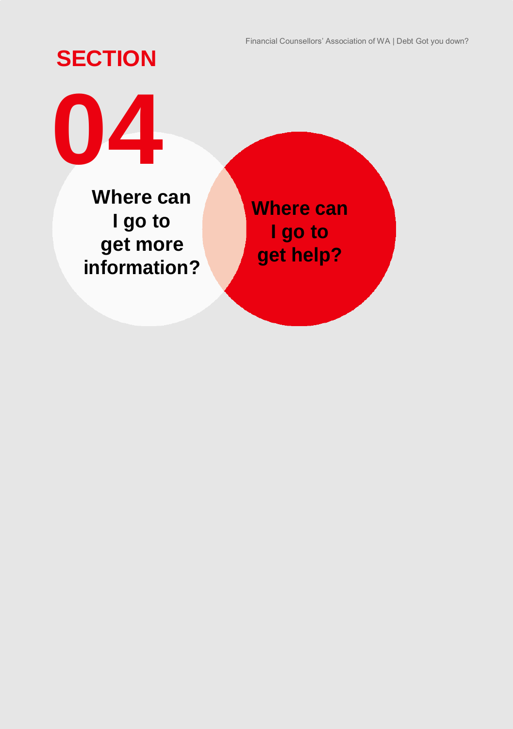# SECTION 04

## Where can I go to get more information?

## Where can I go to get help?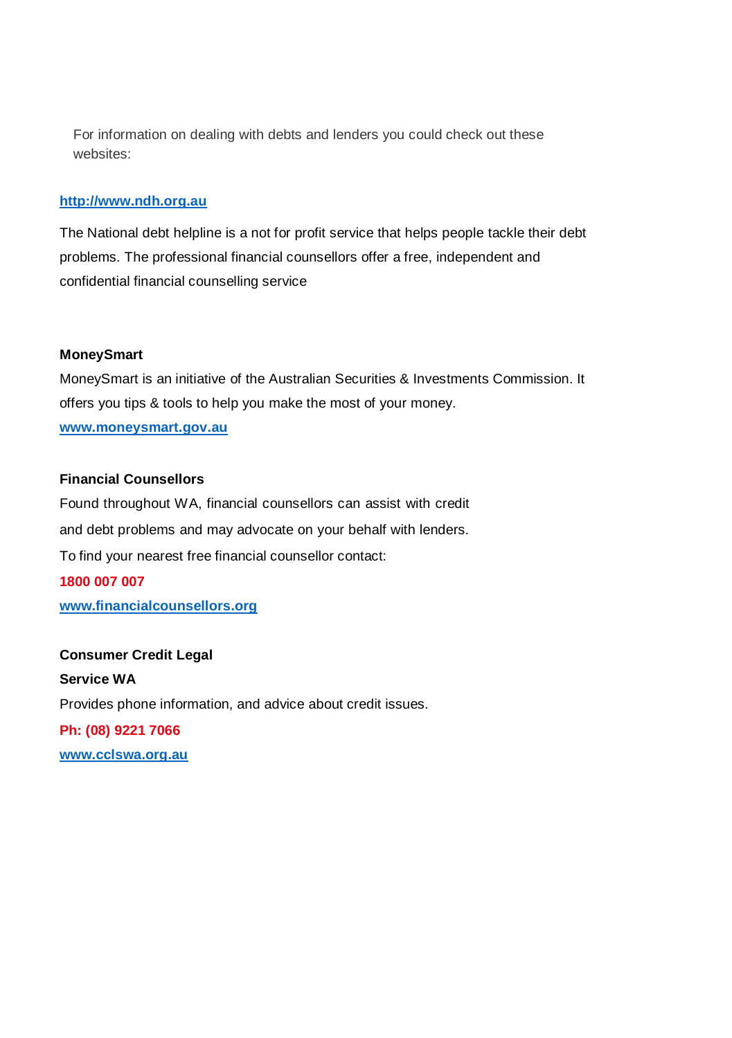For information on dealing with debts and lenders you could check out these websites:

**http://www.ndh.org.au**

The National debt helpline is a not for profit service that helps people tackle their debt problems. The professional financial counsellors offer a free, independent and confidential financial counselling service

**MoneySmart**

MoneySmart is an initiative of the Australian Securities & Investments Commission. It offers you tips & tools to help you make the most of your money.

**www.moneysmart.gov.au**

**Financial Counsellors**

Found throughout WA, financial counsellors can assist with credit and debt problems and may advocate on your behalf with lenders.

To find your nearest free financial counsellor contact:

**1800 007 007**

**www.financialcounsellors.org**

**Consumer Credit Legal Service WA**

Provides phone information, and advice about credit issues.

**Ph: (08) 9221 7066**

**www.cclswa.org.au**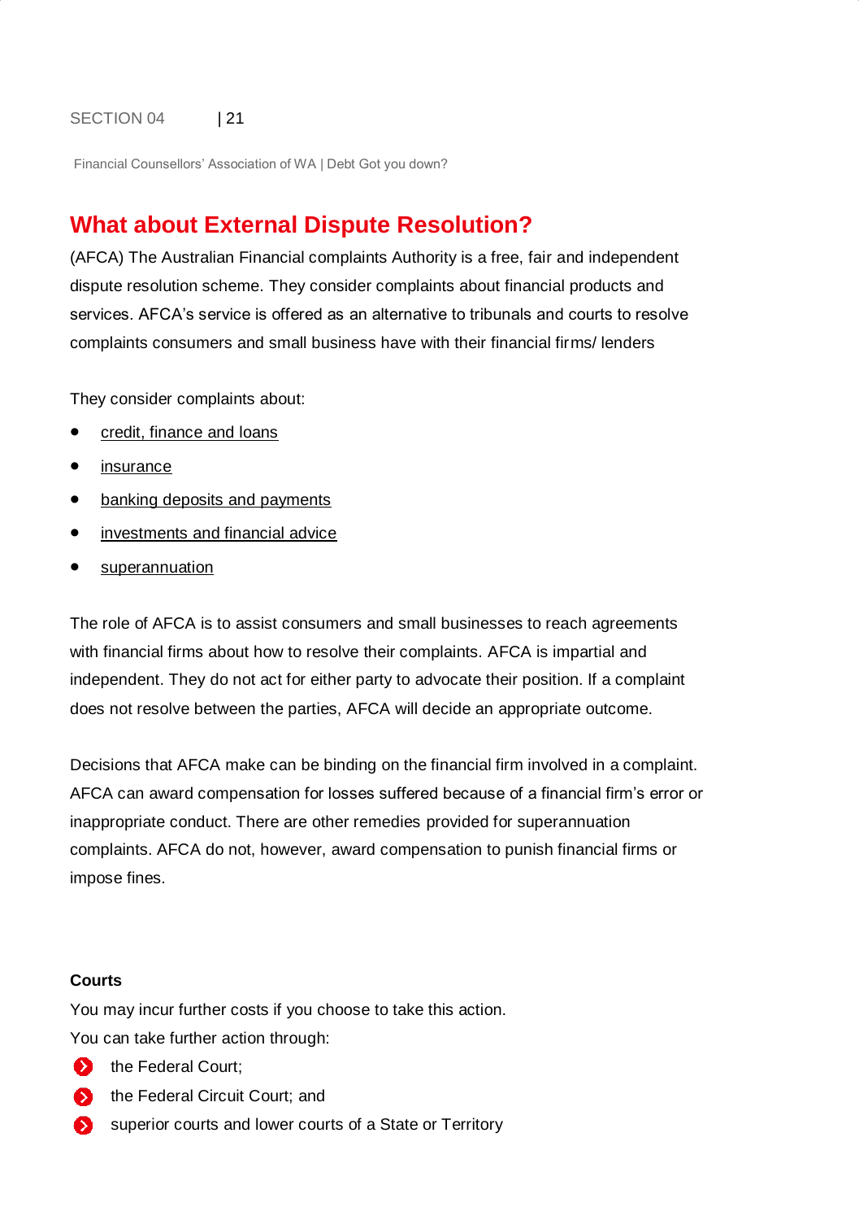## What about External Dispute Resolution?

(AFCA) The Australian Financial complaints Authority is a free, fair and independent dispute resolution scheme. They consider complaints about financial products and services. AFCA's service is offered as an alternative to tribunals and courts to resolve complaints consumers and small business have with their financial firms/ lenders

They consider complaints about:

- credit, finance and loans
- insurance
- banking deposits and payments
- investments and financial advice
- superannuation

The role of AFCA is to assist consumers and small businesses to reach agreements with financial firms about how to resolve their complaints. AFCA is impartial and independent. They do not act for either party to advocate their position. If a complaint does not resolve between the parties, AFCA will decide an appropriate outcome.

Decisions that AFCA make can be binding on the financial firm involved in a complaint. AFCA can award compensation for losses suffered because of a financial firm's error or inappropriate conduct. There are other remedies provided for superannuation complaints. AFCA do not, however, award compensation to punish financial firms or impose fines.

**Courts**

You may incur further costs if you choose to take this action.

You can take further action through:

- the Federal Court;
- the Federal Circuit Court; and
- superior courts and lower courts of a State or Territory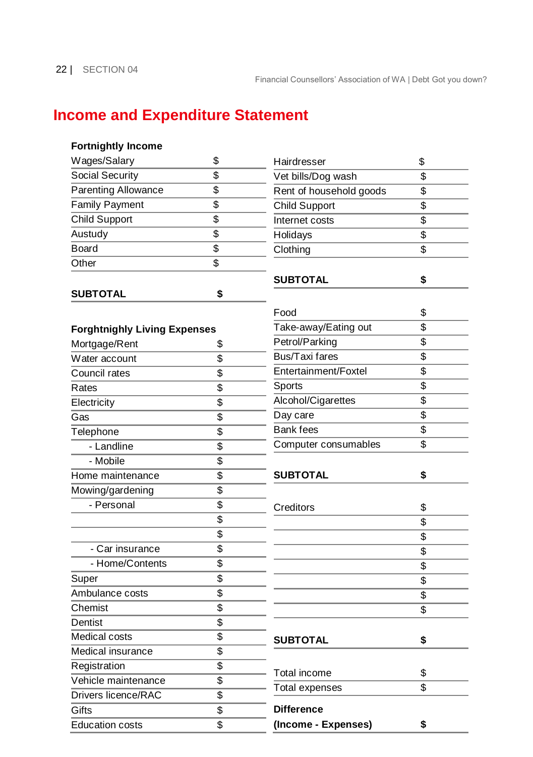# Income and Expenditure Statement

| Fortnightly Income | |
|---|---|
| Wages/Salary | $ |
| Social Security | $ |
| Parenting Allowance | $ |
| Family Payment | $ |
| Child Support | $ |
| Austudy | $ |
| Board | $ |
| Other | $ |
| **SUBTOTAL** | **$** |

| Forghtnighly Living Expenses | |
|---|---|
| Mortgage/Rent | $ |
| Water account | $ |
| Council rates | $ |
| Rates | $ |
| Electricity | $ |
| Gas | $ |
| Telephone | $ |
| - Landline | $ |
| - Mobile | $ |
| Home maintenance | $ |
| Mowing/gardening | $ |
| - Personal | $ |
| | $ |
| | $ |
| - Car insurance | $ |
| - Home/Contents | $ |
| Super | $ |
| Ambulance costs | $ |
| Chemist | $ |
| Dentist | $ |
| Medical costs | $ |
| Medical insurance | $ |
| Registration | $ |
| Vehicle maintenance | $ |
| Drivers licence/RAC | $ |
| Gifts | $ |
| Education costs | $ |

| | |
|---|---|
| Hairdresser | $ |
| Vet bills/Dog wash | $ |
| Rent of household goods | $ |
| Child Support | $ |
| Internet costs | $ |
| Holidays | $ |
| Clothing | $ |
| **SUBTOTAL** | **$** |

| | |
|---|---|
| Food | $ |
| Take-away/Eating out | $ |
| Petrol/Parking | $ |
| Bus/Taxi fares | $ |
| Entertainment/Foxtel | $ |
| Sports | $ |
| Alcohol/Cigarettes | $ |
| Day care | $ |
| Bank fees | $ |
| Computer consumables | $ |
| **SUBTOTAL** | **$** |

| | |
|---|---|
| Creditors | $ |
| | $ |
| | $ |
| | $ |
| | $ |
| | $ |
| | $ |
| | $ |
| **SUBTOTAL** | **$** |

| | |
|---|---|
| Total income | $ |
| Total expenses | $ |
| **Difference (Income - Expenses)** | **$** |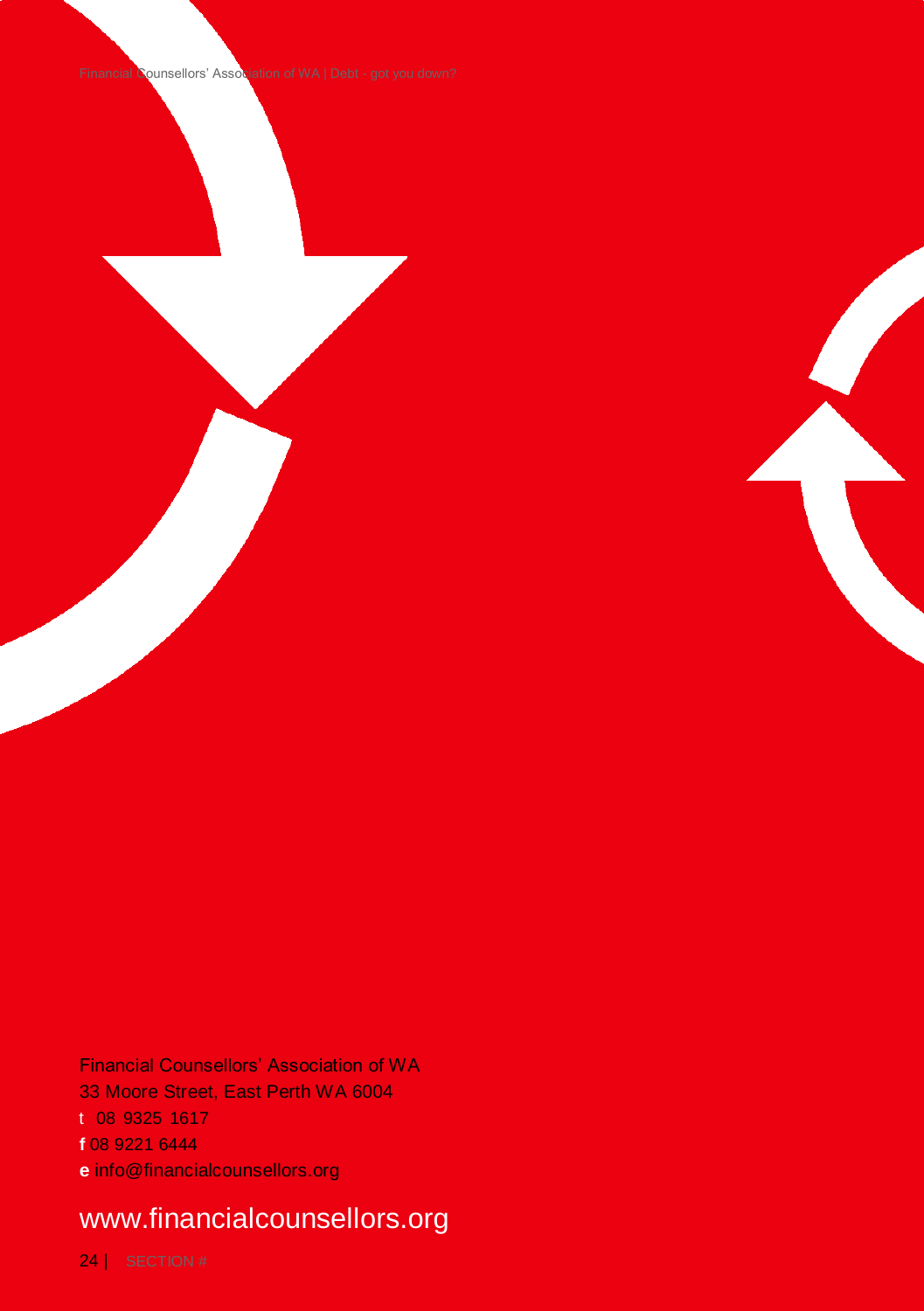Financial Counsellors' Association of WA
33 Moore Street, East Perth WA 6004
**t** 08 9325 1617
**f** 08 9221 6444
**e** info@financialcounsellors.org

www.financialcounsellors.org